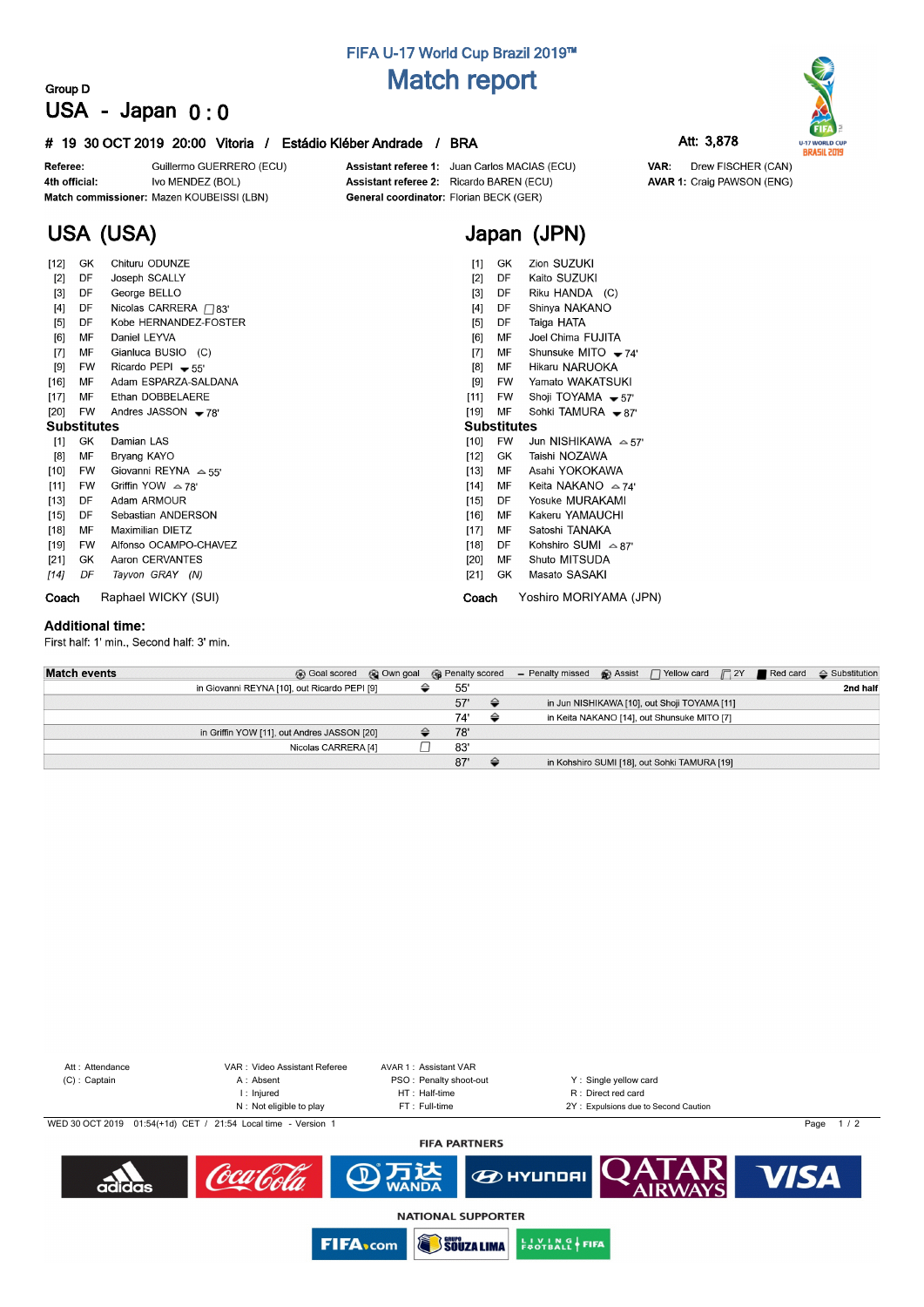FIFA U-17 World Cup Brazil 2019™

# Match report

Group D

## USA - Japan 0 : 0

**# 19 30 OCT 2019 20:00 Vitoria / Estádio Kléber Andrade / BRA**

Att: 3,878

**Referee:** Guillermo GUERRERO (ECU)
**4th official:** Ivo MENDEZ (BOL)
**Match commissioner:** Mazen KOUBEISSI (LBN)
**Assistant referee 1:** Juan Carlos MACIAS (ECU)
**Assistant referee 2:** Ricardo BAREN (ECU)
**General coordinator:** Florian BECK (GER)
**VAR:** Drew FISCHER (CAN)
**AVAR 1:** Craig PAWSON (ENG)

## USA (USA)

| No. | Pos | Player | Event |
|---|---|---|---|
| [12] | GK | Chituru ODUNZE | |
| [2] | DF | Joseph SCALLY | |
| [3] | DF | George BELLO | |
| [4] | DF | Nicolas CARRERA | Yellow card 83' |
| [5] | DF | Kobe HERNANDEZ-FOSTER | |
| [6] | MF | Daniel LEYVA | |
| [7] | MF | Gianluca BUSIO (C) | |
| [9] | FW | Ricardo PEPI | Out 55' |
| [16] | MF | Adam ESPARZA-SALDANA | |
| [17] | MF | Ethan DOBBELAERE | |
| [20] | FW | Andres JASSON | Out 78' |

**Substitutes**

| No. | Pos | Player | Event |
|---|---|---|---|
| [1] | GK | Damian LAS | |
| [8] | MF | Bryang KAYO | |
| [10] | FW | Giovanni REYNA | In 55' |
| [11] | FW | Griffin YOW | In 78' |
| [13] | DF | Adam ARMOUR | |
| [15] | DF | Sebastian ANDERSON | |
| [18] | MF | Maximilian DIETZ | |
| [19] | FW | Alfonso OCAMPO-CHAVEZ | |
| [21] | GK | Aaron CERVANTES | |
| *[14]* | *DF* | *Tayvon GRAY (N)* | |

**Coach** Raphael WICKY (SUI)

## Japan (JPN)

| No. | Pos | Player | Event |
|---|---|---|---|
| [1] | GK | Zion SUZUKI | |
| [2] | DF | Kaito SUZUKI | |
| [3] | DF | Riku HANDA (C) | |
| [4] | DF | Shinya NAKANO | |
| [5] | DF | Taiga HATA | |
| [6] | MF | Joel Chima FUJITA | |
| [7] | MF | Shunsuke MITO | Out 74' |
| [8] | MF | Hikaru NARUOKA | |
| [9] | FW | Yamato WAKATSUKI | |
| [11] | FW | Shoji TOYAMA | Out 57' |
| [19] | MF | Sohki TAMURA | Out 87' |

**Substitutes**

| No. | Pos | Player | Event |
|---|---|---|---|
| [10] | FW | Jun NISHIKAWA | In 57' |
| [12] | GK | Taishi NOZAWA | |
| [13] | MF | Asahi YOKOKAWA | |
| [14] | MF | Keita NAKANO | In 74' |
| [15] | DF | Yosuke MURAKAMI | |
| [16] | MF | Kakeru YAMAUCHI | |
| [17] | MF | Satoshi TANAKA | |
| [18] | DF | Kohshiro SUMI | In 87' |
| [20] | MF | Shuto MITSUDA | |
| [21] | GK | Masato SASAKI | |

**Coach** Yoshiro MORIYAMA (JPN)

### Additional time:

First half: 1' min., Second half: 3' min.

**Match events**

Goal scored / Own goal / Penalty scored / Penalty missed / Assist / Yellow card / 2Y / Red card / Substitution

| USA | Minute | Japan |
|---|---|---|
| | | 2nd half |
| in Giovanni REYNA [10], out Ricardo PEPI [9] (Substitution) | 55' | |
| | 57' | (Substitution) in Jun NISHIKAWA [10], out Shoji TOYAMA [11] |
| | 74' | (Substitution) in Keita NAKANO [14], out Shunsuke MITO [7] |
| in Griffin YOW [11], out Andres JASSON [20] (Substitution) | 78' | |
| Nicolas CARRERA [4] (Yellow card) | 83' | |
| | 87' | (Substitution) in Kohshiro SUMI [18], out Sohki TAMURA [19] |

Att : Attendance
(C) : Captain
VAR : Video Assistant Referee
A : Absent
I : Injured
N : Not eligible to play
AVAR 1 : Assistant VAR
PSO : Penalty shoot-out
HT : Half-time
FT : Full-time
Y : Single yellow card
R : Direct red card
2Y : Expulsions due to Second Caution

WED 30 OCT 2019 01:54(+1d) CET / 21:54 Local time - Version 1

FIFA PARTNERS

NATIONAL SUPPORTER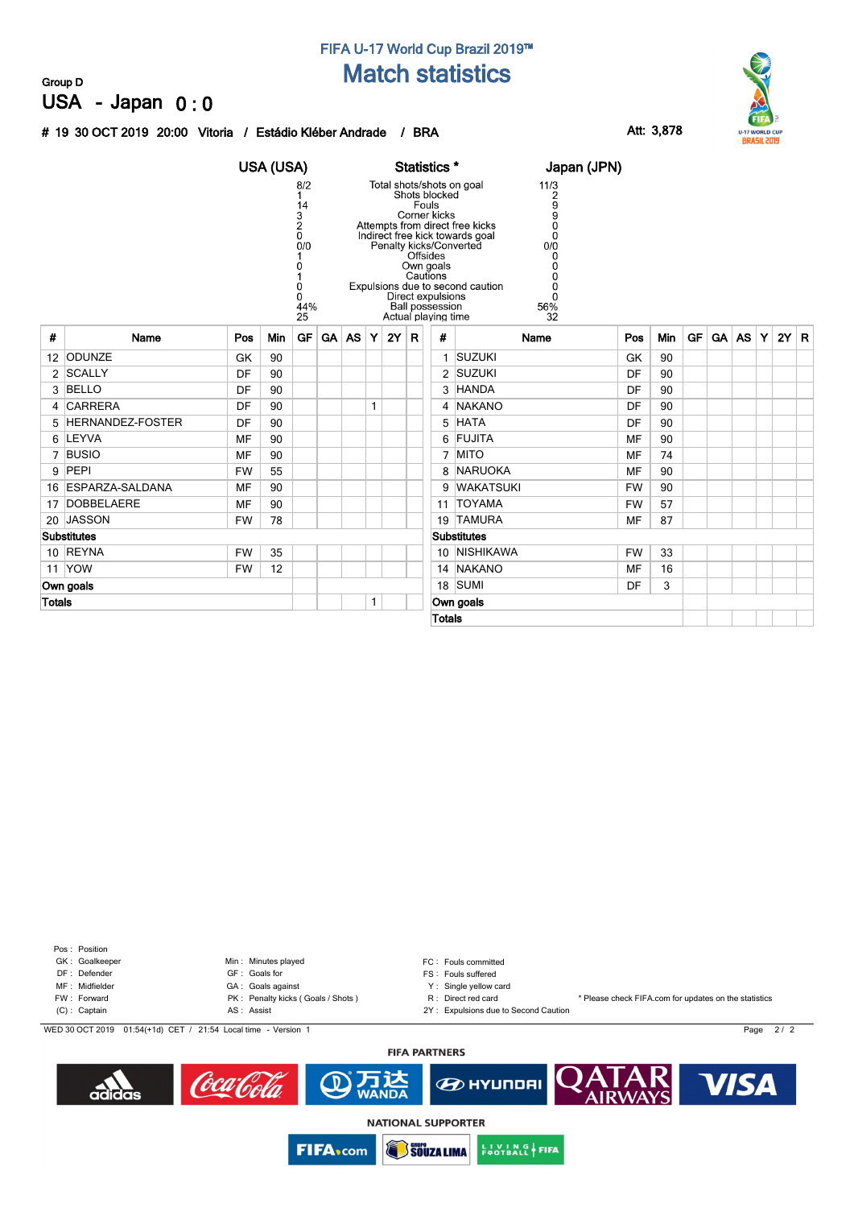## FIFA U-17 World Cup Brazil 2019™

# Match statistics

Group D

**USA - Japan 0 : 0**

**# 19 30 OCT 2019 20:00 Vitoria / Estádio Kléber Andrade / BRA** Att: 3,878

| USA (USA) | Statistics * | Japan (JPN) |
|---|---|---|
| 8/2 | Total shots/shots on goal | 11/3 |
| 1 | Shots blocked | 2 |
| 14 | Fouls | 9 |
| 3 | Corner kicks | 9 |
| 2 | Attempts from direct free kicks | 0 |
| 0 | Indirect free kick towards goal | 0 |
| 0/0 | Penalty kicks/Converted | 0/0 |
| 1 | Offsides | 0 |
| 0 | Own goals | 0 |
| 1 | Cautions | 0 |
| 0 | Expulsions due to second caution | 0 |
| 0 | Direct expulsions | 0 |
| 44% | Ball possession | 56% |
| 25 | Actual playing time | 32 |

| # | Name | Pos | Min | GF | GA | AS | Y | 2Y | R |
|---|---|---|---|---|---|---|---|---|---|
| 12 | ODUNZE | GK | 90 | | | | | | |
| 2 | SCALLY | DF | 90 | | | | | | |
| 3 | BELLO | DF | 90 | | | | | | |
| 4 | CARRERA | DF | 90 | | | | 1 | | |
| 5 | HERNANDEZ-FOSTER | DF | 90 | | | | | | |
| 6 | LEYVA | MF | 90 | | | | | | |
| 7 | BUSIO | MF | 90 | | | | | | |
| 9 | PEPI | FW | 55 | | | | | | |
| 16 | ESPARZA-SALDANA | MF | 90 | | | | | | |
| 17 | DOBBELAERE | MF | 90 | | | | | | |
| 20 | JASSON | FW | 78 | | | | | | |
| **Substitutes** | | | | | | | | | |
| 10 | REYNA | FW | 35 | | | | | | |
| 11 | YOW | FW | 12 | | | | | | |
| **Own goals** | | | | | | | | | |
| **Totals** | | | | | | | 1 | | |

| # | Name | Pos | Min | GF | GA | AS | Y | 2Y | R |
|---|---|---|---|---|---|---|---|---|---|
| 1 | SUZUKI | GK | 90 | | | | | | |
| 2 | SUZUKI | DF | 90 | | | | | | |
| 3 | HANDA | DF | 90 | | | | | | |
| 4 | NAKANO | DF | 90 | | | | | | |
| 5 | HATA | DF | 90 | | | | | | |
| 6 | FUJITA | MF | 90 | | | | | | |
| 7 | MITO | MF | 74 | | | | | | |
| 8 | NARUOKA | MF | 90 | | | | | | |
| 9 | WAKATSUKI | FW | 90 | | | | | | |
| 11 | TOYAMA | FW | 57 | | | | | | |
| 19 | TAMURA | MF | 87 | | | | | | |
| **Substitutes** | | | | | | | | | |
| 10 | NISHIKAWA | FW | 33 | | | | | | |
| 14 | NAKANO | MF | 16 | | | | | | |
| 18 | SUMI | DF | 3 | | | | | | |
| **Own goals** | | | | | | | | | |
| **Totals** | | | | | | | | | |

Pos : Position
GK : Goalkeeper
DF : Defender
MF : Midfielder
FW : Forward
(C) : Captain

Min : Minutes played
GF : Goals for
GA : Goals against
PK : Penalty kicks ( Goals / Shots )
AS : Assist

FC : Fouls committed
FS : Fouls suffered
Y : Single yellow card
R : Direct red card
2Y : Expulsions due to Second Caution

* Please check FIFA.com for updates on the statistics

WED 30 OCT 2019 01:54(+1d) CET / 21:54 Local time - Version 1

FIFA PARTNERS

NATIONAL SUPPORTER